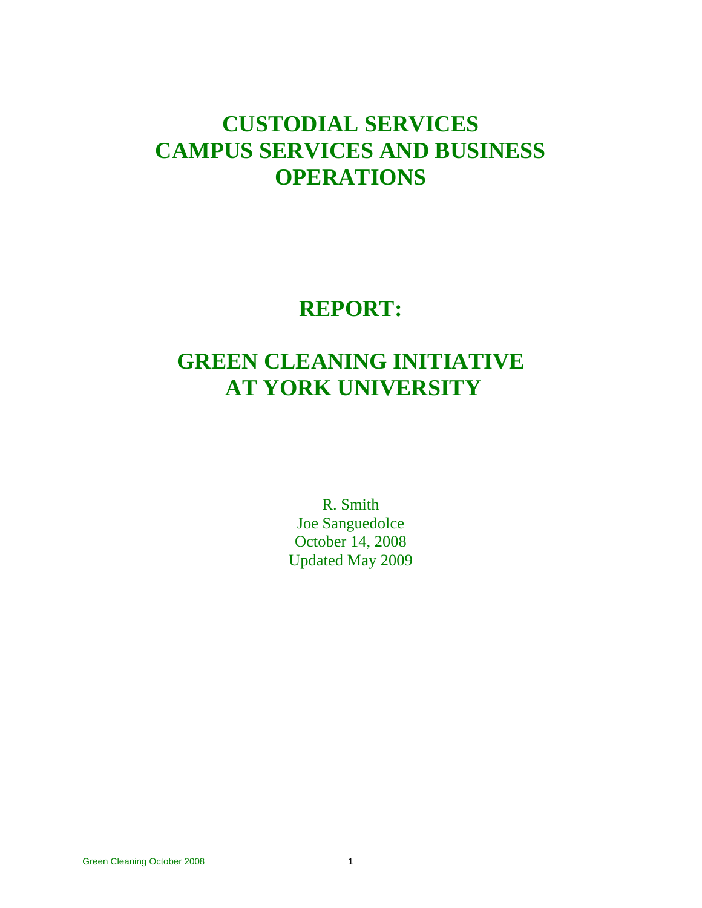# CUSTODIAL SERVICES
# CAMPUS SERVICES AND BUSINESS OPERATIONS

# REPORT:

# GREEN CLEANING INITIATIVE AT YORK UNIVERSITY

R. Smith
Joe Sanguedolce
October 14, 2008
Updated May 2009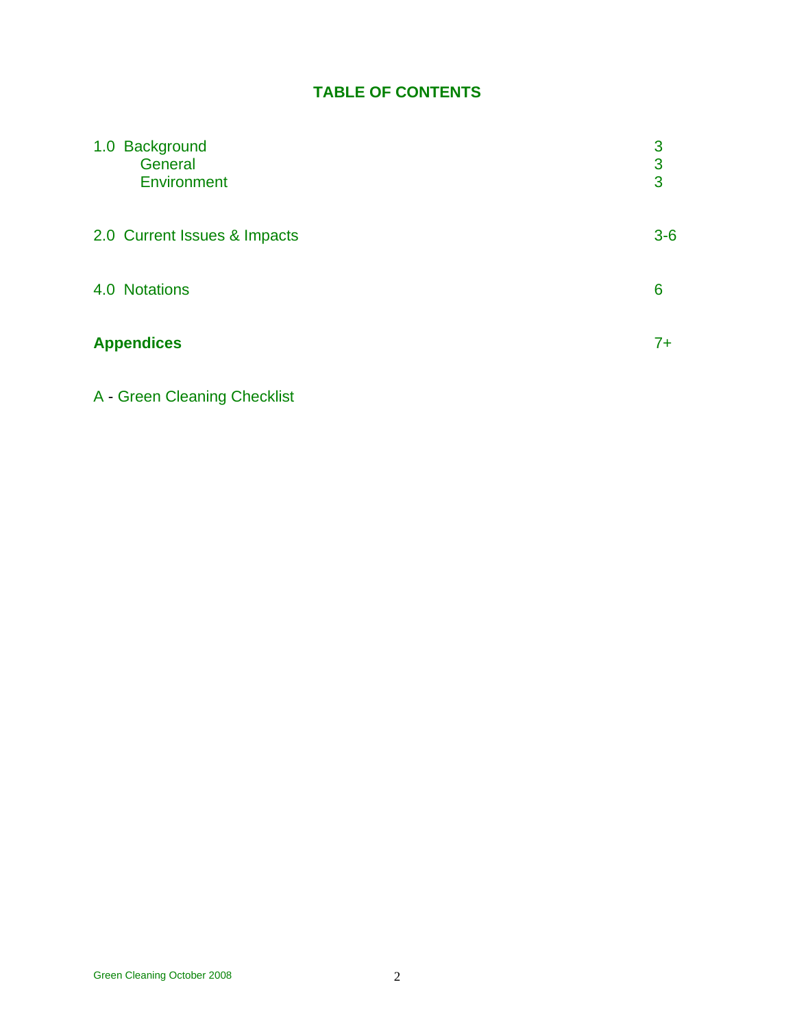# TABLE OF CONTENTS

| | |
|---|---|
| 1.0 Background | 3 |
| General | 3 |
| Environment | 3 |
| 2.0 Current Issues & Impacts | 3-6 |
| 4.0 Notations | 6 |
| **Appendices** | 7+ |

A - Green Cleaning Checklist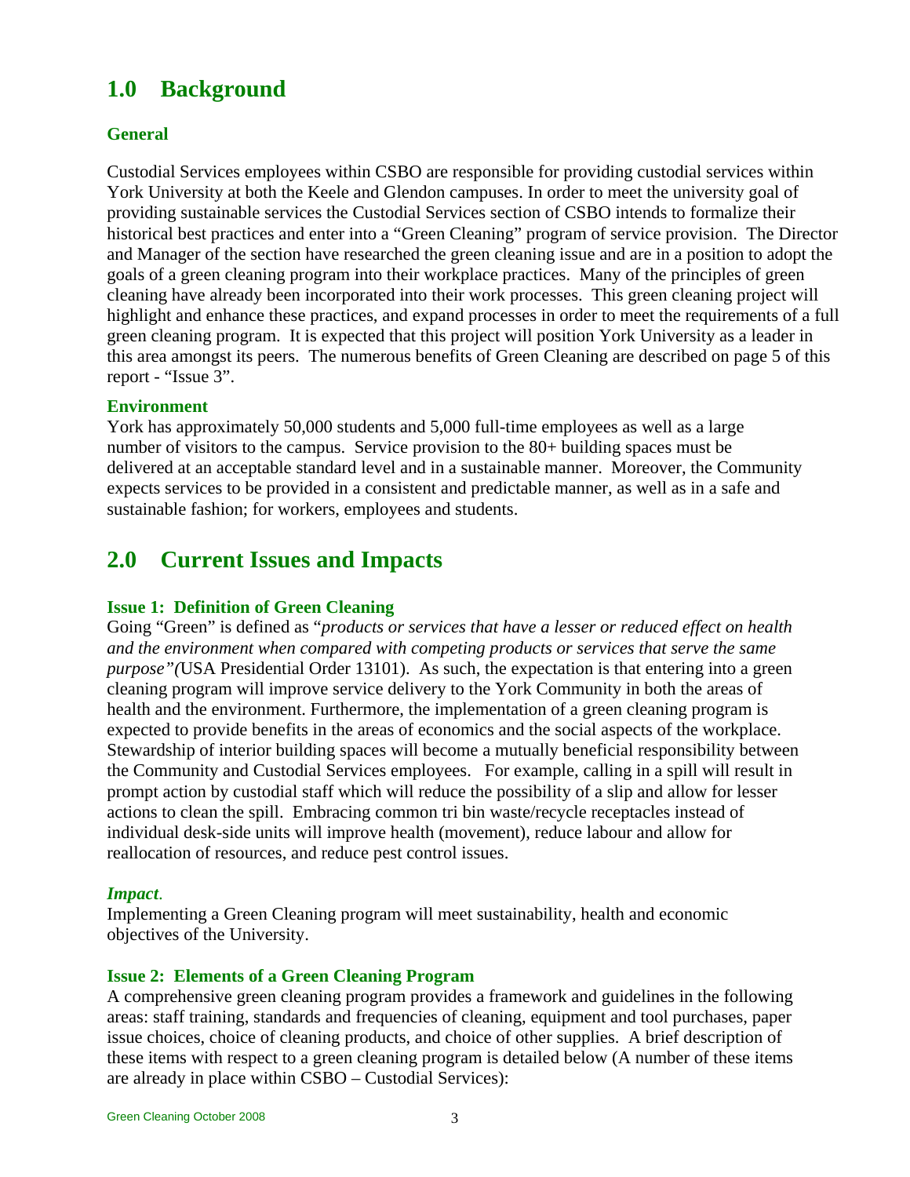## 1.0 Background

### General

Custodial Services employees within CSBO are responsible for providing custodial services within York University at both the Keele and Glendon campuses. In order to meet the university goal of providing sustainable services the Custodial Services section of CSBO intends to formalize their historical best practices and enter into a "Green Cleaning" program of service provision. The Director and Manager of the section have researched the green cleaning issue and are in a position to adopt the goals of a green cleaning program into their workplace practices. Many of the principles of green cleaning have already been incorporated into their work processes. This green cleaning project will highlight and enhance these practices, and expand processes in order to meet the requirements of a full green cleaning program. It is expected that this project will position York University as a leader in this area amongst its peers. The numerous benefits of Green Cleaning are described on page 5 of this report - "Issue 3".

### Environment

York has approximately 50,000 students and 5,000 full-time employees as well as a large number of visitors to the campus. Service provision to the 80+ building spaces must be delivered at an acceptable standard level and in a sustainable manner. Moreover, the Community expects services to be provided in a consistent and predictable manner, as well as in a safe and sustainable fashion; for workers, employees and students.

## 2.0 Current Issues and Impacts

### Issue 1: Definition of Green Cleaning

Going "Green" is defined as "*products or services that have a lesser or reduced effect on health and the environment when compared with competing products or services that serve the same purpose"(*USA Presidential Order 13101). As such, the expectation is that entering into a green cleaning program will improve service delivery to the York Community in both the areas of health and the environment. Furthermore, the implementation of a green cleaning program is expected to provide benefits in the areas of economics and the social aspects of the workplace. Stewardship of interior building spaces will become a mutually beneficial responsibility between the Community and Custodial Services employees. For example, calling in a spill will result in prompt action by custodial staff which will reduce the possibility of a slip and allow for lesser actions to clean the spill. Embracing common tri bin waste/recycle receptacles instead of individual desk-side units will improve health (movement), reduce labour and allow for reallocation of resources, and reduce pest control issues.

***Impact***.

Implementing a Green Cleaning program will meet sustainability, health and economic objectives of the University.

### Issue 2: Elements of a Green Cleaning Program

A comprehensive green cleaning program provides a framework and guidelines in the following areas: staff training, standards and frequencies of cleaning, equipment and tool purchases, paper issue choices, choice of cleaning products, and choice of other supplies. A brief description of these items with respect to a green cleaning program is detailed below (A number of these items are already in place within CSBO – Custodial Services):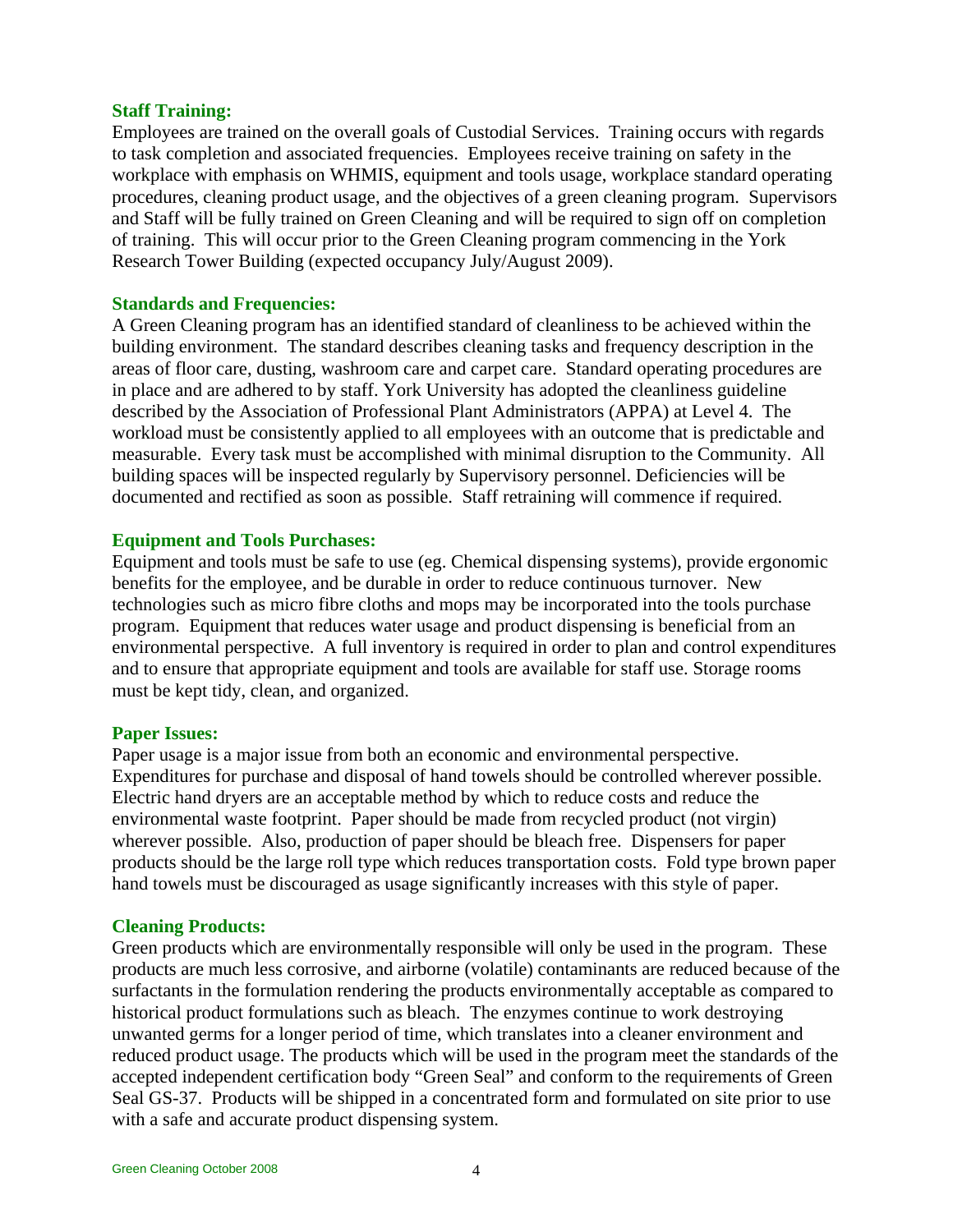### Staff Training:

Employees are trained on the overall goals of Custodial Services. Training occurs with regards to task completion and associated frequencies. Employees receive training on safety in the workplace with emphasis on WHMIS, equipment and tools usage, workplace standard operating procedures, cleaning product usage, and the objectives of a green cleaning program. Supervisors and Staff will be fully trained on Green Cleaning and will be required to sign off on completion of training. This will occur prior to the Green Cleaning program commencing in the York Research Tower Building (expected occupancy July/August 2009).

### Standards and Frequencies:

A Green Cleaning program has an identified standard of cleanliness to be achieved within the building environment. The standard describes cleaning tasks and frequency description in the areas of floor care, dusting, washroom care and carpet care. Standard operating procedures are in place and are adhered to by staff. York University has adopted the cleanliness guideline described by the Association of Professional Plant Administrators (APPA) at Level 4. The workload must be consistently applied to all employees with an outcome that is predictable and measurable. Every task must be accomplished with minimal disruption to the Community. All building spaces will be inspected regularly by Supervisory personnel. Deficiencies will be documented and rectified as soon as possible. Staff retraining will commence if required.

### Equipment and Tools Purchases:

Equipment and tools must be safe to use (eg. Chemical dispensing systems), provide ergonomic benefits for the employee, and be durable in order to reduce continuous turnover. New technologies such as micro fibre cloths and mops may be incorporated into the tools purchase program. Equipment that reduces water usage and product dispensing is beneficial from an environmental perspective. A full inventory is required in order to plan and control expenditures and to ensure that appropriate equipment and tools are available for staff use. Storage rooms must be kept tidy, clean, and organized.

### Paper Issues:

Paper usage is a major issue from both an economic and environmental perspective. Expenditures for purchase and disposal of hand towels should be controlled wherever possible. Electric hand dryers are an acceptable method by which to reduce costs and reduce the environmental waste footprint. Paper should be made from recycled product (not virgin) wherever possible. Also, production of paper should be bleach free. Dispensers for paper products should be the large roll type which reduces transportation costs. Fold type brown paper hand towels must be discouraged as usage significantly increases with this style of paper.

### Cleaning Products:

Green products which are environmentally responsible will only be used in the program. These products are much less corrosive, and airborne (volatile) contaminants are reduced because of the surfactants in the formulation rendering the products environmentally acceptable as compared to historical product formulations such as bleach. The enzymes continue to work destroying unwanted germs for a longer period of time, which translates into a cleaner environment and reduced product usage. The products which will be used in the program meet the standards of the accepted independent certification body "Green Seal" and conform to the requirements of Green Seal GS-37. Products will be shipped in a concentrated form and formulated on site prior to use with a safe and accurate product dispensing system.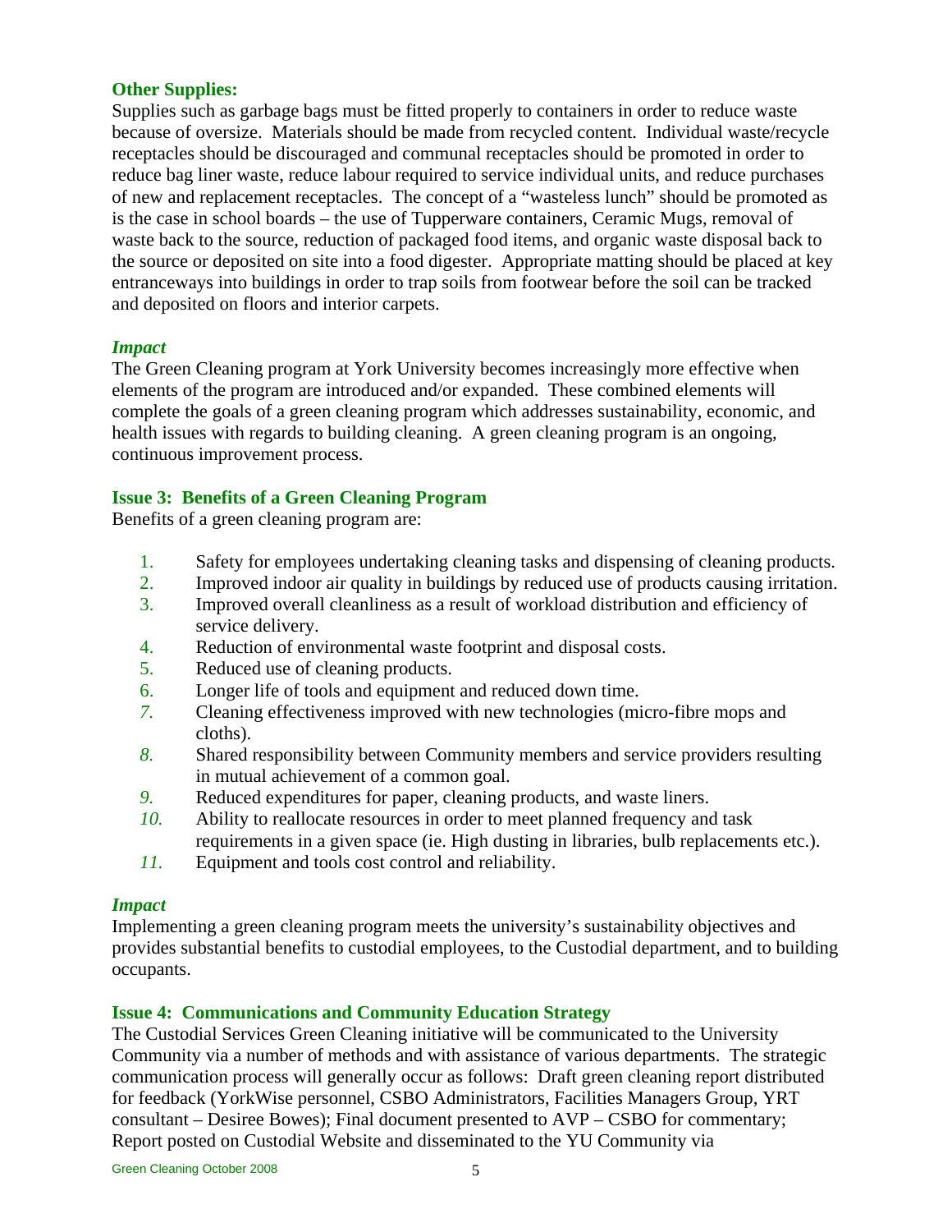### Other Supplies:

Supplies such as garbage bags must be fitted properly to containers in order to reduce waste because of oversize. Materials should be made from recycled content. Individual waste/recycle receptacles should be discouraged and communal receptacles should be promoted in order to reduce bag liner waste, reduce labour required to service individual units, and reduce purchases of new and replacement receptacles. The concept of a "wasteless lunch" should be promoted as is the case in school boards – the use of Tupperware containers, Ceramic Mugs, removal of waste back to the source, reduction of packaged food items, and organic waste disposal back to the source or deposited on site into a food digester. Appropriate matting should be placed at key entranceways into buildings in order to trap soils from footwear before the soil can be tracked and deposited on floors and interior carpets.

#### *Impact*

The Green Cleaning program at York University becomes increasingly more effective when elements of the program are introduced and/or expanded. These combined elements will complete the goals of a green cleaning program which addresses sustainability, economic, and health issues with regards to building cleaning. A green cleaning program is an ongoing, continuous improvement process.

### Issue 3: Benefits of a Green Cleaning Program

Benefits of a green cleaning program are:

1. Safety for employees undertaking cleaning tasks and dispensing of cleaning products.
2. Improved indoor air quality in buildings by reduced use of products causing irritation.
3. Improved overall cleanliness as a result of workload distribution and efficiency of service delivery.
4. Reduction of environmental waste footprint and disposal costs.
5. Reduced use of cleaning products.
6. Longer life of tools and equipment and reduced down time.
7. Cleaning effectiveness improved with new technologies (micro-fibre mops and cloths).
8. Shared responsibility between Community members and service providers resulting in mutual achievement of a common goal.
9. Reduced expenditures for paper, cleaning products, and waste liners.
10. Ability to reallocate resources in order to meet planned frequency and task requirements in a given space (ie. High dusting in libraries, bulb replacements etc.).
11. Equipment and tools cost control and reliability.

#### *Impact*

Implementing a green cleaning program meets the university's sustainability objectives and provides substantial benefits to custodial employees, to the Custodial department, and to building occupants.

### Issue 4: Communications and Community Education Strategy

The Custodial Services Green Cleaning initiative will be communicated to the University Community via a number of methods and with assistance of various departments. The strategic communication process will generally occur as follows: Draft green cleaning report distributed for feedback (YorkWise personnel, CSBO Administrators, Facilities Managers Group, YRT consultant – Desiree Bowes); Final document presented to AVP – CSBO for commentary; Report posted on Custodial Website and disseminated to the YU Community via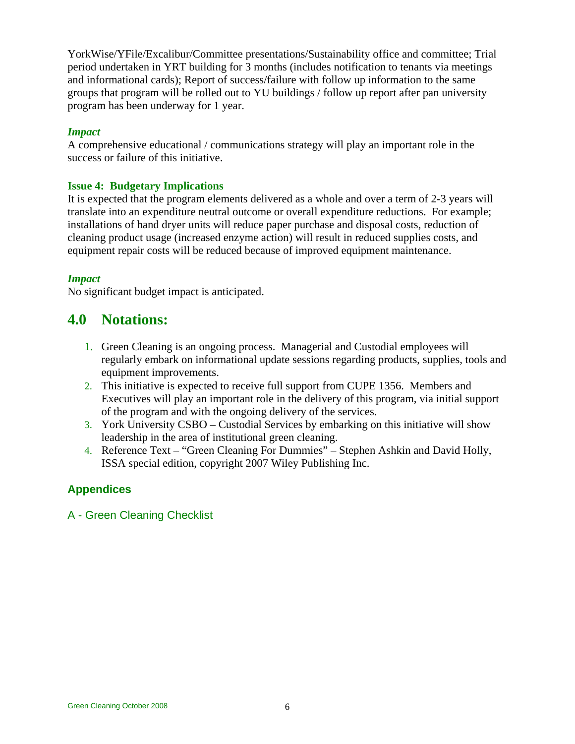YorkWise/YFile/Excalibur/Committee presentations/Sustainability office and committee; Trial period undertaken in YRT building for 3 months (includes notification to tenants via meetings and informational cards); Report of success/failure with follow up information to the same groups that program will be rolled out to YU buildings / follow up report after pan university program has been underway for 1 year.

***Impact***

A comprehensive educational / communications strategy will play an important role in the success or failure of this initiative.

### Issue 4: Budgetary Implications

It is expected that the program elements delivered as a whole and over a term of 2-3 years will translate into an expenditure neutral outcome or overall expenditure reductions. For example; installations of hand dryer units will reduce paper purchase and disposal costs, reduction of cleaning product usage (increased enzyme action) will result in reduced supplies costs, and equipment repair costs will be reduced because of improved equipment maintenance.

***Impact***

No significant budget impact is anticipated.

## 4.0 Notations:

1. Green Cleaning is an ongoing process. Managerial and Custodial employees will regularly embark on informational update sessions regarding products, supplies, tools and equipment improvements.
2. This initiative is expected to receive full support from CUPE 1356. Members and Executives will play an important role in the delivery of this program, via initial support of the program and with the ongoing delivery of the services.
3. York University CSBO – Custodial Services by embarking on this initiative will show leadership in the area of institutional green cleaning.
4. Reference Text – "Green Cleaning For Dummies" – Stephen Ashkin and David Holly, ISSA special edition, copyright 2007 Wiley Publishing Inc.

### Appendices

A - Green Cleaning Checklist